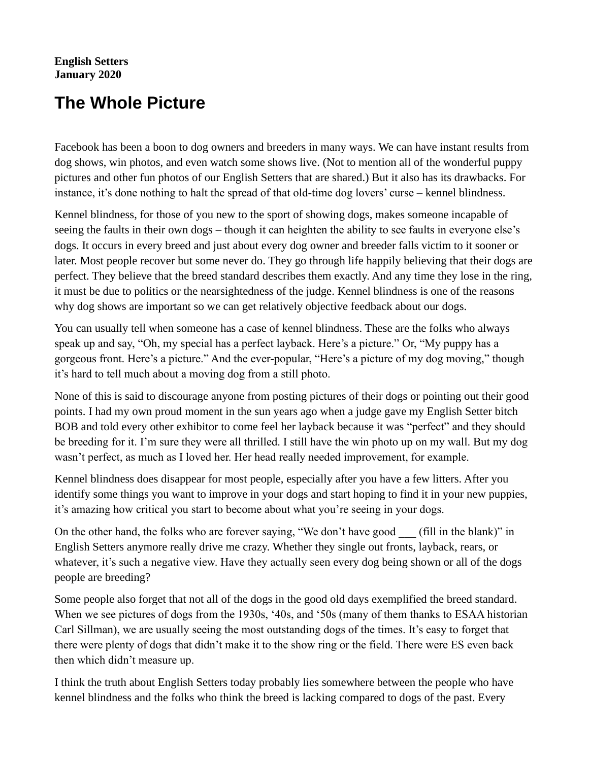**English Setters**
**January 2020**

# The Whole Picture

Facebook has been a boon to dog owners and breeders in many ways. We can have instant results from dog shows, win photos, and even watch some shows live. (Not to mention all of the wonderful puppy pictures and other fun photos of our English Setters that are shared.) But it also has its drawbacks. For instance, it's done nothing to halt the spread of that old-time dog lovers' curse – kennel blindness.

Kennel blindness, for those of you new to the sport of showing dogs, makes someone incapable of seeing the faults in their own dogs – though it can heighten the ability to see faults in everyone else's dogs. It occurs in every breed and just about every dog owner and breeder falls victim to it sooner or later. Most people recover but some never do. They go through life happily believing that their dogs are perfect. They believe that the breed standard describes them exactly. And any time they lose in the ring, it must be due to politics or the nearsightedness of the judge. Kennel blindness is one of the reasons why dog shows are important so we can get relatively objective feedback about our dogs.

You can usually tell when someone has a case of kennel blindness. These are the folks who always speak up and say, "Oh, my special has a perfect layback. Here's a picture." Or, "My puppy has a gorgeous front. Here's a picture." And the ever-popular, "Here's a picture of my dog moving," though it's hard to tell much about a moving dog from a still photo.

None of this is said to discourage anyone from posting pictures of their dogs or pointing out their good points. I had my own proud moment in the sun years ago when a judge gave my English Setter bitch BOB and told every other exhibitor to come feel her layback because it was "perfect" and they should be breeding for it. I'm sure they were all thrilled. I still have the win photo up on my wall. But my dog wasn't perfect, as much as I loved her. Her head really needed improvement, for example.

Kennel blindness does disappear for most people, especially after you have a few litters. After you identify some things you want to improve in your dogs and start hoping to find it in your new puppies, it's amazing how critical you start to become about what you're seeing in your dogs.

On the other hand, the folks who are forever saying, "We don't have good ___ (fill in the blank)" in English Setters anymore really drive me crazy. Whether they single out fronts, layback, rears, or whatever, it's such a negative view. Have they actually seen every dog being shown or all of the dogs people are breeding?

Some people also forget that not all of the dogs in the good old days exemplified the breed standard. When we see pictures of dogs from the 1930s, '40s, and '50s (many of them thanks to ESAA historian Carl Sillman), we are usually seeing the most outstanding dogs of the times. It's easy to forget that there were plenty of dogs that didn't make it to the show ring or the field. There were ES even back then which didn't measure up.

I think the truth about English Setters today probably lies somewhere between the people who have kennel blindness and the folks who think the breed is lacking compared to dogs of the past. Every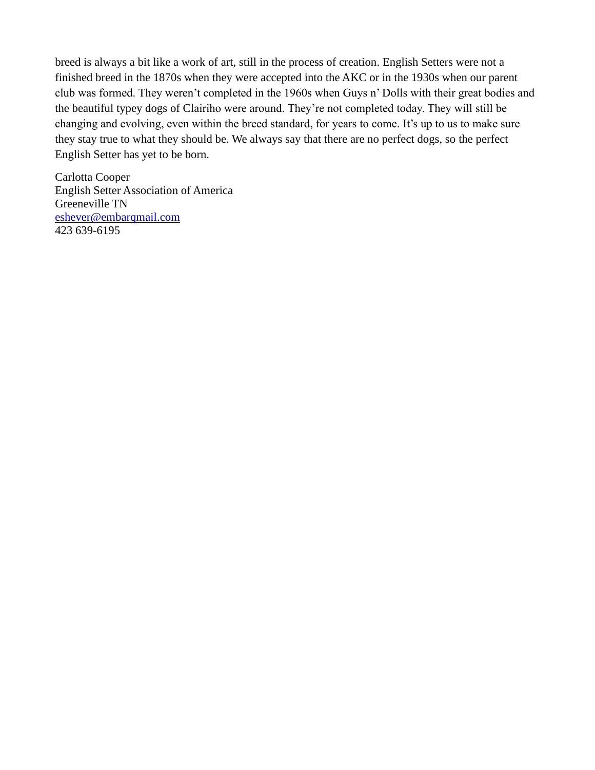breed is always a bit like a work of art, still in the process of creation. English Setters were not a finished breed in the 1870s when they were accepted into the AKC or in the 1930s when our parent club was formed. They weren’t completed in the 1960s when Guys n’ Dolls with their great bodies and the beautiful typey dogs of Clairiho were around. They’re not completed today. They will still be changing and evolving, even within the breed standard, for years to come. It’s up to us to make sure they stay true to what they should be. We always say that there are no perfect dogs, so the perfect English Setter has yet to be born.

Carlotta Cooper
English Setter Association of America
Greeneville TN
eshever@embarqmail.com
423 639-6195